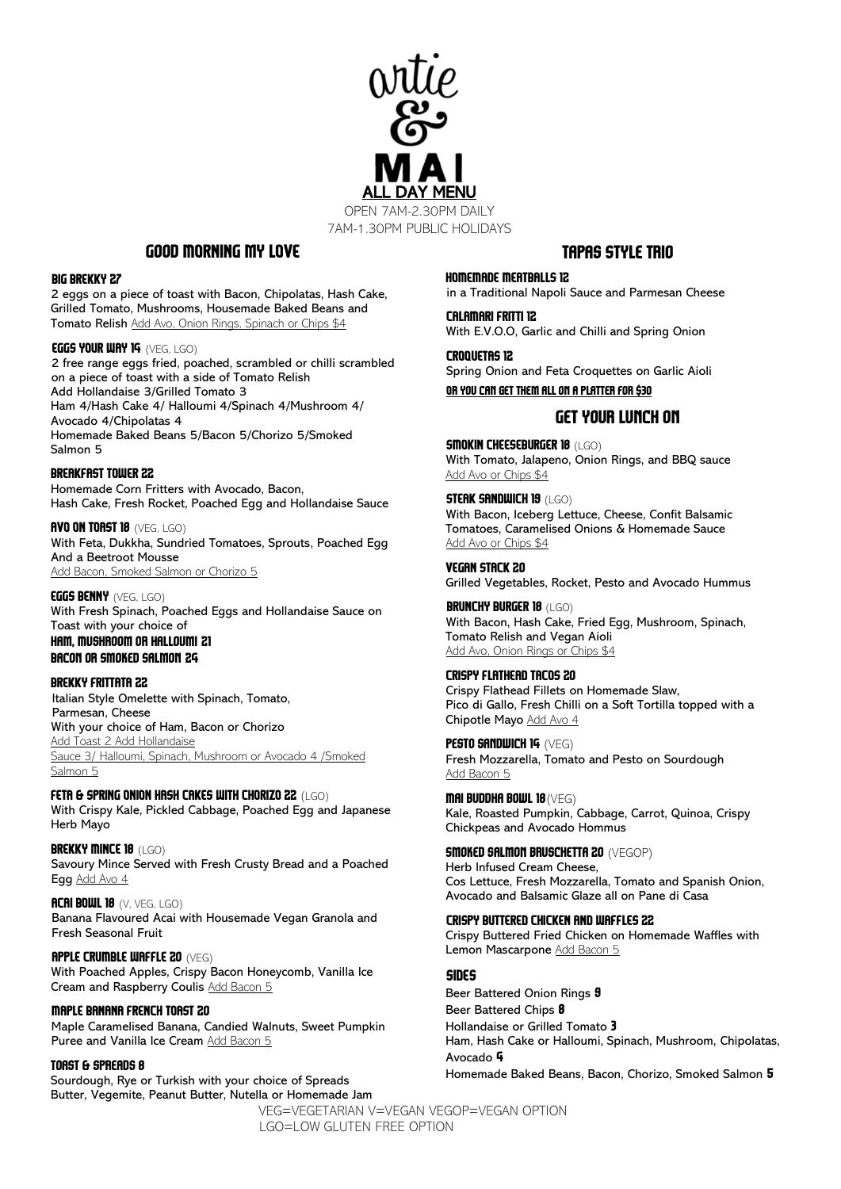# artie & MAI

## ALL DAY MENU

OPEN 7AM-2.30PM DAILY
7AM-1.30PM PUBLIC HOLIDAYS

## GOOD MORNING MY LOVE

**BIG BREKKY 27**
2 eggs on a piece of toast with Bacon, Chipolatas, Hash Cake, Grilled Tomato, Mushrooms, Housemade Baked Beans and Tomato Relish Add Avo, Onion Rings, Spinach or Chips $4

**EGGS YOUR WAY 14** (VEG, LGO)
2 free range eggs fried, poached, scrambled or chilli scrambled on a piece of toast with a side of Tomato Relish
Add Hollandaise 3/Grilled Tomato 3
Ham 4/Hash Cake 4/ Halloumi 4/Spinach 4/Mushroom 4/ Avocado 4/Chipolatas 4
Homemade Baked Beans 5/Bacon 5/Chorizo 5/Smoked Salmon 5

**BREAKFAST TOWER 22**
Homemade Corn Fritters with Avocado, Bacon, Hash Cake, Fresh Rocket, Poached Egg and Hollandaise Sauce

**AVO ON TOAST 18** (VEG, LGO)
With Feta, Dukkha, Sundried Tomatoes, Sprouts, Poached Egg And a Beetroot Mousse
Add Bacon, Smoked Salmon or Chorizo 5

**EGGS BENNY** (VEG, LGO)
With Fresh Spinach, Poached Eggs and Hollandaise Sauce on Toast with your choice of
**HAM, MUSHROOM OR HALLOUMI 21**
**BACON OR SMOKED SALMON 24**

**BREKKY FRITTATA 22**
Italian Style Omelette with Spinach, Tomato, Parmesan, Cheese
With your choice of Ham, Bacon or Chorizo
Add Toast 2 Add Hollandaise
Sauce 3/ Halloumi, Spinach, Mushroom or Avocado 4 /Smoked Salmon 5

**FETA & SPRING ONION HASH CAKES WITH CHORIZO 22** (LGO)
With Crispy Kale, Pickled Cabbage, Poached Egg and Japanese Herb Mayo

**BREKKY MINCE 18** (LGO)
Savoury Mince Served with Fresh Crusty Bread and a Poached Egg Add Avo 4

**ACAI BOWL 18** (V, VEG, LGO)
Banana Flavoured Acai with Housemade Vegan Granola and Fresh Seasonal Fruit

**APPLE CRUMBLE WAFFLE 20** (VEG)
With Poached Apples, Crispy Bacon Honeycomb, Vanilla Ice Cream and Raspberry Coulis Add Bacon 5

**MAPLE BANANA FRENCH TOAST 20**
Maple Caramelised Banana, Candied Walnuts, Sweet Pumpkin Puree and Vanilla Ice Cream Add Bacon 5

**TOAST & SPREADS 8**
Sourdough, Rye or Turkish with your choice of Spreads
Butter, Vegemite, Peanut Butter, Nutella or Homemade Jam

## TAPAS STYLE TRIO

**HOMEMADE MEATBALLS 12**
in a Traditional Napoli Sauce and Parmesan Cheese

**CALAMARI FRITTI 12**
With E.V.O.O, Garlic and Chilli and Spring Onion

**CROQUETAS 12**
Spring Onion and Feta Croquettes on Garlic Aioli

**OR YOU CAN GET THEM ALL ON A PLATTER FOR $30**

## GET YOUR LUNCH ON

**SMOKIN CHEESEBURGER 18** (LGO)
With Tomato, Jalapeno, Onion Rings, and BBQ sauce
Add Avo or Chips $4

**STEAK SANDWICH 19** (LGO)
With Bacon, Iceberg Lettuce, Cheese, Confit Balsamic Tomatoes, Caramelised Onions & Homemade Sauce
Add Avo or Chips $4

**VEGAN STACK 20**
Grilled Vegetables, Rocket, Pesto and Avocado Hummus

**BRUNCHY BURGER 18** (LGO)
With Bacon, Hash Cake, Fried Egg, Mushroom, Spinach, Tomato Relish and Vegan Aioli
Add Avo, Onion Rings or Chips $4

**CRISPY FLATHEAD TACOS 20**
Crispy Flathead Fillets on Homemade Slaw, Pico di Gallo, Fresh Chilli on a Soft Tortilla topped with a Chipotle Mayo Add Avo 4

**PESTO SANDWICH 14** (VEG)
Fresh Mozzarella, Tomato and Pesto on Sourdough
Add Bacon 5

**MAI BUDDHA BOWL 18** (VEG)
Kale, Roasted Pumpkin, Cabbage, Carrot, Quinoa, Crispy Chickpeas and Avocado Hommus

**SMOKED SALMON BRUSCHETTA 20** (VEGOP)
Herb Infused Cream Cheese,
Cos Lettuce, Fresh Mozzarella, Tomato and Spanish Onion, Avocado and Balsamic Glaze all on Pane di Casa

**CRISPY BUTTERED CHICKEN AND WAFFLES 22**
Crispy Buttered Fried Chicken on Homemade Waffles with Lemon Mascarpone Add Bacon 5

### SIDES

Beer Battered Onion Rings **9**
Beer Battered Chips **8**
Hollandaise or Grilled Tomato **3**
Ham, Hash Cake or Halloumi, Spinach, Mushroom, Chipolatas, Avocado **4**
Homemade Baked Beans, Bacon, Chorizo, Smoked Salmon **5**

VEG=VEGETARIAN V=VEGAN VEGOP=VEGAN OPTION
LGO=LOW GLUTEN FREE OPTION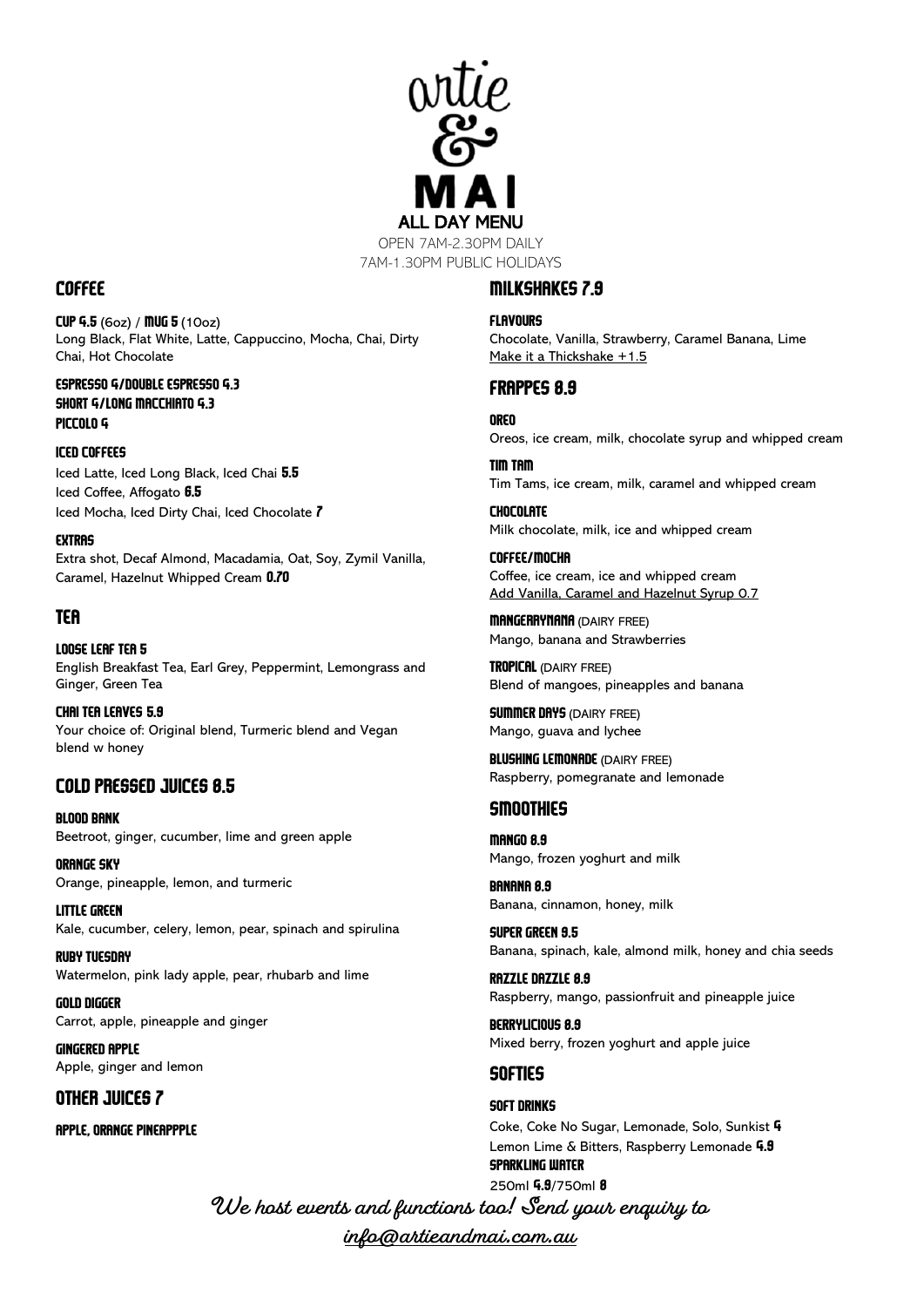# artie & MAI

## ALL DAY MENU

OPEN 7AM-2.30PM DAILY
7AM-1.30PM PUBLIC HOLIDAYS

## COFFEE

**CUP 4.5** (6oz) / **MUG 5** (10oz)
Long Black, Flat White, Latte, Cappuccino, Mocha, Chai, Dirty Chai, Hot Chocolate

**ESPRESSO 4/DOUBLE ESPRESSO 4.3**
**SHORT 4/LONG MACCHIATO 4.3**
**PICCOLO 4**

**ICED COFFEES**
Iced Latte, Iced Long Black, Iced Chai **5.5**
Iced Coffee, Affogato **6.5**
Iced Mocha, Iced Dirty Chai, Iced Chocolate **7**

**EXTRAS**
Extra shot, Decaf Almond, Macadamia, Oat, Soy, Zymil Vanilla, Caramel, Hazelnut Whipped Cream **0.70**

## TEA

**LOOSE LEAF TEA 5**
English Breakfast Tea, Earl Grey, Peppermint, Lemongrass and Ginger, Green Tea

**CHAI TEA LEAVES 5.9**
Your choice of: Original blend, Turmeric blend and Vegan blend w honey

## COLD PRESSED JUICES 8.5

**BLOOD BANK**
Beetroot, ginger, cucumber, lime and green apple

**ORANGE SKY**
Orange, pineapple, lemon, and turmeric

**LITTLE GREEN**
Kale, cucumber, celery, lemon, pear, spinach and spirulina

**RUBY TUESDAY**
Watermelon, pink lady apple, pear, rhubarb and lime

**GOLD DIGGER**
Carrot, apple, pineapple and ginger

**GINGERED APPLE**
Apple, ginger and lemon

## OTHER JUICES 7

**APPLE, ORANGE PINEAPPPLE**

## MILKSHAKES 7.9

**FLAVOURS**
Chocolate, Vanilla, Strawberry, Caramel Banana, Lime
Make it a Thickshake +1.5

## FRAPPES 8.9

**OREO**
Oreos, ice cream, milk, chocolate syrup and whipped cream

**TIM TAM**
Tim Tams, ice cream, milk, caramel and whipped cream

**CHOCOLATE**
Milk chocolate, milk, ice and whipped cream

**COFFEE/MOCHA**
Coffee, ice cream, ice and whipped cream
Add Vanilla, Caramel and Hazelnut Syrup 0.7

**MANGERRYNANA** (DAIRY FREE)
Mango, banana and Strawberries

**TROPICAL** (DAIRY FREE)
Blend of mangoes, pineapples and banana

**SUMMER DAYS** (DAIRY FREE)
Mango, guava and lychee

**BLUSHING LEMONADE** (DAIRY FREE)
Raspberry, pomegranate and lemonade

## SMOOTHIES

**MANGO 8.9**
Mango, frozen yoghurt and milk

**BANANA 8.9**
Banana, cinnamon, honey, milk

**SUPER GREEN 9.5**
Banana, spinach, kale, almond milk, honey and chia seeds

**RAZZLE DAZZLE 8.9**
Raspberry, mango, passionfruit and pineapple juice

**BERRYLICIOUS 8.9**
Mixed berry, frozen yoghurt and apple juice

## SOFTIES

**SOFT DRINKS**
Coke, Coke No Sugar, Lemonade, Solo, Sunkist **4**
Lemon Lime & Bitters, Raspberry Lemonade **4.9**

**SPARKLING WATER**
250ml **4.9**/750ml **8**

*We host events and functions too! Send your enquiry to info@artieandmai.com.au*